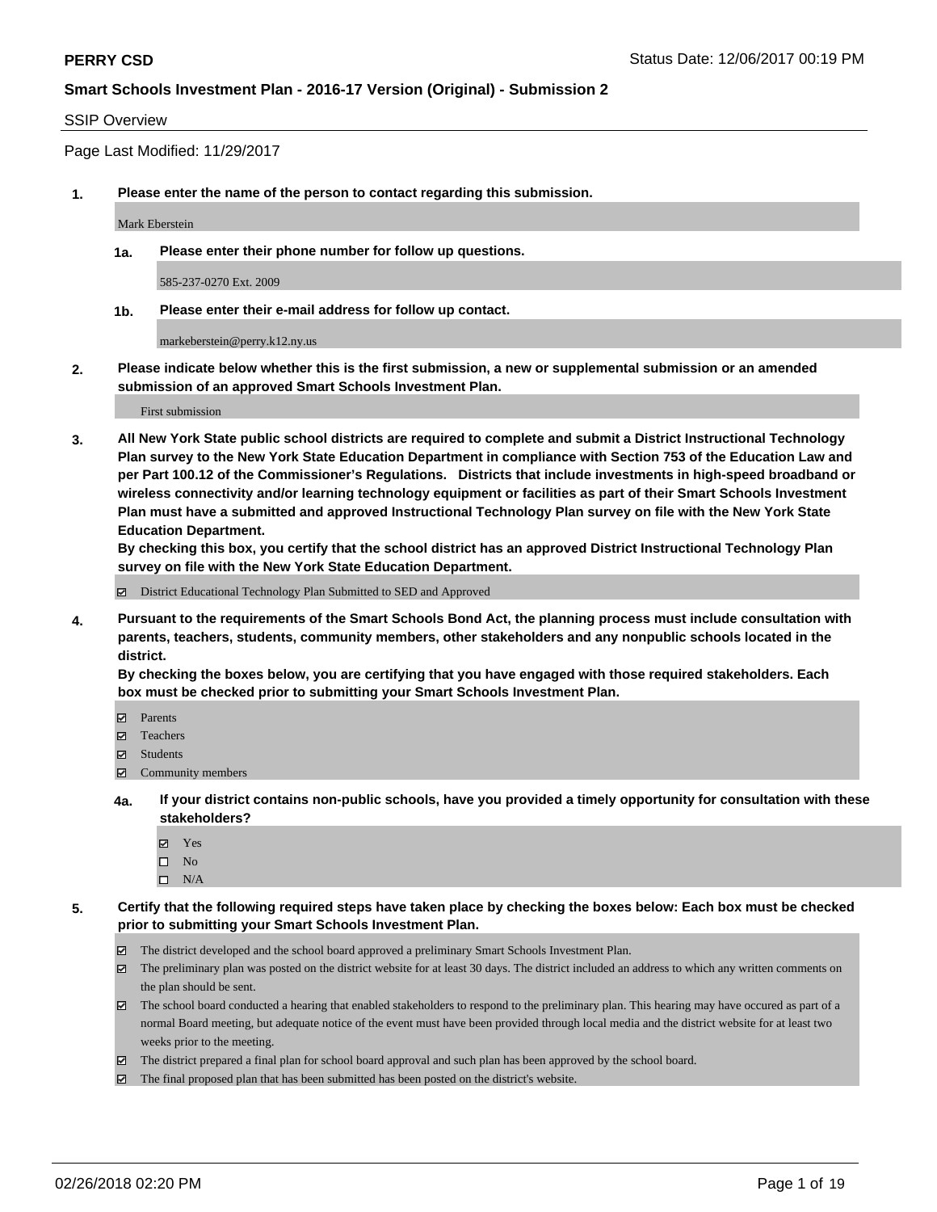**PERRY CSD** Status Date: 12/06/2017 00:19 PM

**Smart Schools Investment Plan - 2016-17 Version (Original) - Submission 2**

SSIP Overview

Page Last Modified: 11/29/2017

**1. Please enter the name of the person to contact regarding this submission.**

Mark Eberstein

**1a. Please enter their phone number for follow up questions.**

585-237-0270 Ext. 2009

**1b. Please enter their e-mail address for follow up contact.**

markeberstein@perry.k12.ny.us

**2. Please indicate below whether this is the first submission, a new or supplemental submission or an amended submission of an approved Smart Schools Investment Plan.**

First submission

**3. All New York State public school districts are required to complete and submit a District Instructional Technology Plan survey to the New York State Education Department in compliance with Section 753 of the Education Law and per Part 100.12 of the Commissioner's Regulations. Districts that include investments in high-speed broadband or wireless connectivity and/or learning technology equipment or facilities as part of their Smart Schools Investment Plan must have a submitted and approved Instructional Technology Plan survey on file with the New York State Education Department.**
**By checking this box, you certify that the school district has an approved District Instructional Technology Plan survey on file with the New York State Education Department.**

☑ District Educational Technology Plan Submitted to SED and Approved

**4. Pursuant to the requirements of the Smart Schools Bond Act, the planning process must include consultation with parents, teachers, students, community members, other stakeholders and any nonpublic schools located in the district.**
**By checking the boxes below, you are certifying that you have engaged with those required stakeholders. Each box must be checked prior to submitting your Smart Schools Investment Plan.**

☑ Parents
☑ Teachers
☑ Students
☑ Community members

**4a. If your district contains non-public schools, have you provided a timely opportunity for consultation with these stakeholders?**

☑ Yes
☐ No
☐ N/A

**5. Certify that the following required steps have taken place by checking the boxes below: Each box must be checked prior to submitting your Smart Schools Investment Plan.**

☑ The district developed and the school board approved a preliminary Smart Schools Investment Plan.
☑ The preliminary plan was posted on the district website for at least 30 days. The district included an address to which any written comments on the plan should be sent.
☑ The school board conducted a hearing that enabled stakeholders to respond to the preliminary plan. This hearing may have occured as part of a normal Board meeting, but adequate notice of the event must have been provided through local media and the district website for at least two weeks prior to the meeting.
☑ The district prepared a final plan for school board approval and such plan has been approved by the school board.
☑ The final proposed plan that has been submitted has been posted on the district's website.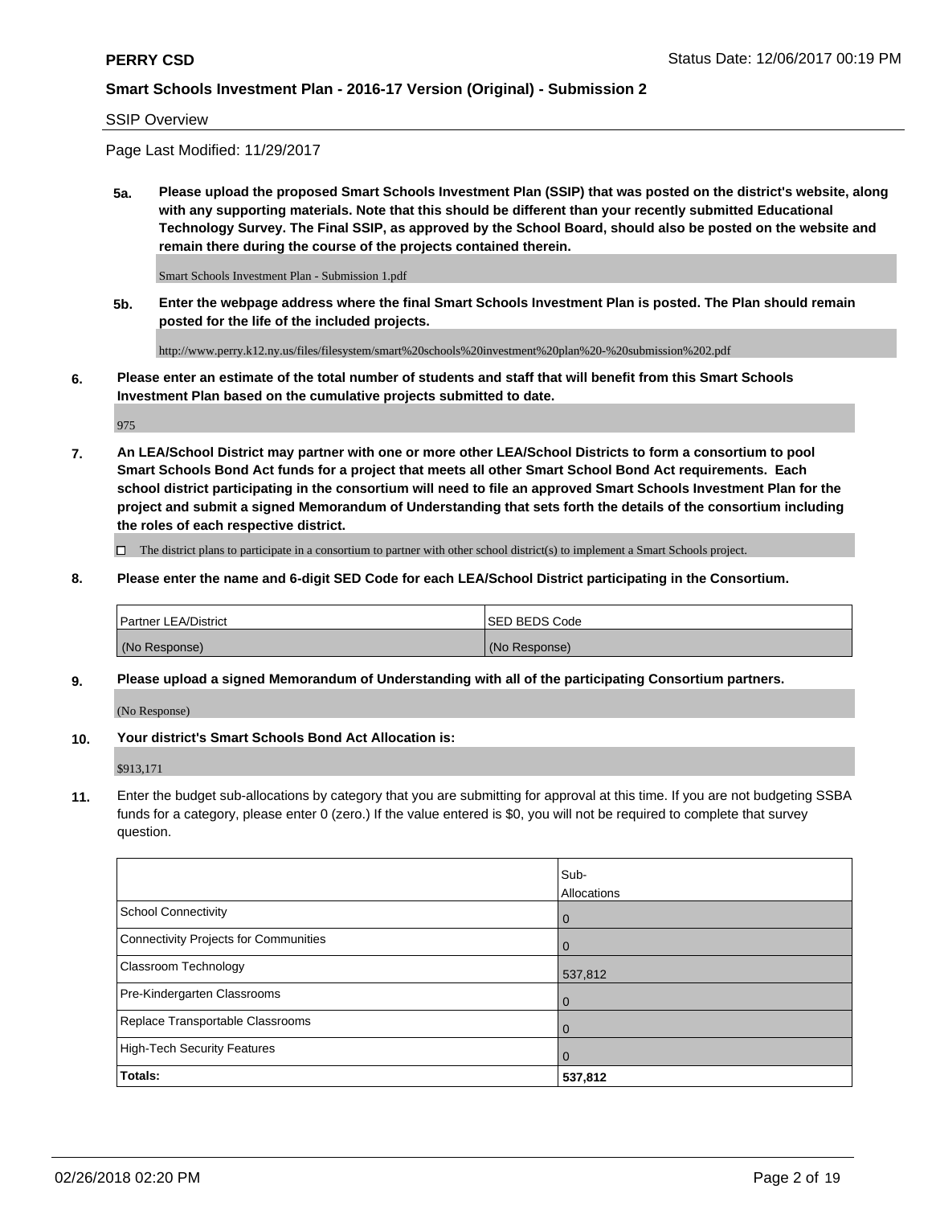SSIP Overview

Page Last Modified: 11/29/2017

**5a. Please upload the proposed Smart Schools Investment Plan (SSIP) that was posted on the district's website, along with any supporting materials. Note that this should be different than your recently submitted Educational Technology Survey. The Final SSIP, as approved by the School Board, should also be posted on the website and remain there during the course of the projects contained therein.**

Smart Schools Investment Plan - Submission 1.pdf

**5b. Enter the webpage address where the final Smart Schools Investment Plan is posted. The Plan should remain posted for the life of the included projects.**

http://www.perry.k12.ny.us/files/filesystem/smart%20schools%20investment%20plan%20-%20submission%202.pdf

**6. Please enter an estimate of the total number of students and staff that will benefit from this Smart Schools Investment Plan based on the cumulative projects submitted to date.**

975

**7. An LEA/School District may partner with one or more other LEA/School Districts to form a consortium to pool Smart Schools Bond Act funds for a project that meets all other Smart School Bond Act requirements. Each school district participating in the consortium will need to file an approved Smart Schools Investment Plan for the project and submit a signed Memorandum of Understanding that sets forth the details of the consortium including the roles of each respective district.**

☐ The district plans to participate in a consortium to partner with other school district(s) to implement a Smart Schools project.

**8. Please enter the name and 6-digit SED Code for each LEA/School District participating in the Consortium.**

| Partner LEA/District | SED BEDS Code |
|---|---|
| (No Response) | (No Response) |

**9. Please upload a signed Memorandum of Understanding with all of the participating Consortium partners.**

(No Response)

**10. Your district's Smart Schools Bond Act Allocation is:**

$913,171

**11.** Enter the budget sub-allocations by category that you are submitting for approval at this time. If you are not budgeting SSBA funds for a category, please enter 0 (zero.) If the value entered is $0, you will not be required to complete that survey question.

| | Sub-Allocations |
|---|---|
| School Connectivity | 0 |
| Connectivity Projects for Communities | 0 |
| Classroom Technology | 537,812 |
| Pre-Kindergarten Classrooms | 0 |
| Replace Transportable Classrooms | 0 |
| High-Tech Security Features | 0 |
| **Totals:** | **537,812** |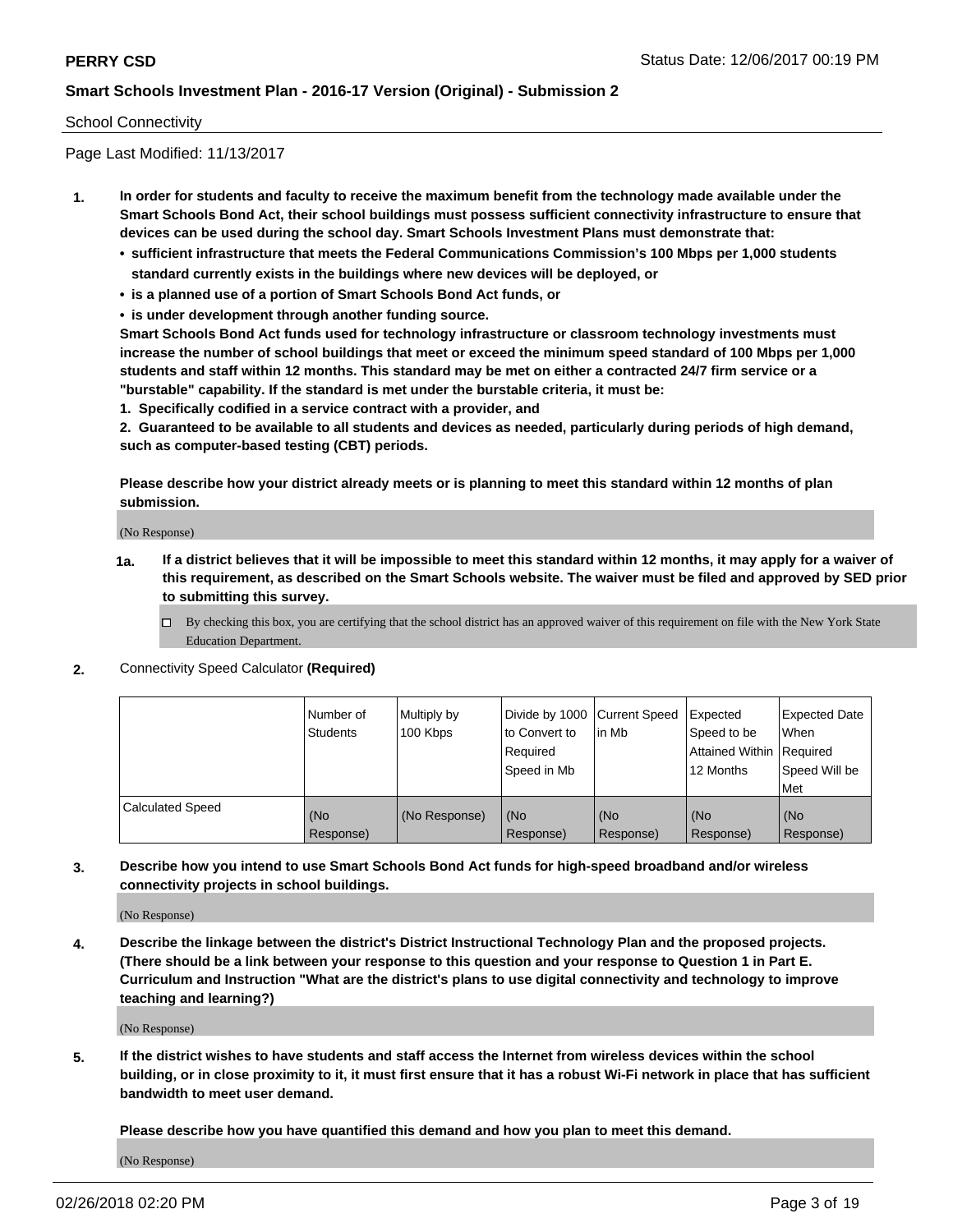School Connectivity

Page Last Modified: 11/13/2017

**1. In order for students and faculty to receive the maximum benefit from the technology made available under the Smart Schools Bond Act, their school buildings must possess sufficient connectivity infrastructure to ensure that devices can be used during the school day. Smart Schools Investment Plans must demonstrate that:**

- **sufficient infrastructure that meets the Federal Communications Commission's 100 Mbps per 1,000 students standard currently exists in the buildings where new devices will be deployed, or**
- **is a planned use of a portion of Smart Schools Bond Act funds, or**
- **is under development through another funding source.**

**Smart Schools Bond Act funds used for technology infrastructure or classroom technology investments must increase the number of school buildings that meet or exceed the minimum speed standard of 100 Mbps per 1,000 students and staff within 12 months. This standard may be met on either a contracted 24/7 firm service or a "burstable" capability. If the standard is met under the burstable criteria, it must be:**

**1. Specifically codified in a service contract with a provider, and**

**2. Guaranteed to be available to all students and devices as needed, particularly during periods of high demand, such as computer-based testing (CBT) periods.**

**Please describe how your district already meets or is planning to meet this standard within 12 months of plan submission.**

(No Response)

**1a. If a district believes that it will be impossible to meet this standard within 12 months, it may apply for a waiver of this requirement, as described on the Smart Schools website. The waiver must be filed and approved by SED prior to submitting this survey.**

☐ By checking this box, you are certifying that the school district has an approved waiver of this requirement on file with the New York State Education Department.

**2.** Connectivity Speed Calculator **(Required)**

| | Number of Students | Multiply by 100 Kbps | Divide by 1000 to Convert to Required Speed in Mb | Current Speed in Mb | Expected Speed to be Attained Within 12 Months | Expected Date When Required Speed Will be Met |
|---|---|---|---|---|---|---|
| Calculated Speed | (No Response) | (No Response) | (No Response) | (No Response) | (No Response) | (No Response) |

**3. Describe how you intend to use Smart Schools Bond Act funds for high-speed broadband and/or wireless connectivity projects in school buildings.**

(No Response)

**4. Describe the linkage between the district's District Instructional Technology Plan and the proposed projects. (There should be a link between your response to this question and your response to Question 1 in Part E. Curriculum and Instruction "What are the district's plans to use digital connectivity and technology to improve teaching and learning?)**

(No Response)

**5. If the district wishes to have students and staff access the Internet from wireless devices within the school building, or in close proximity to it, it must first ensure that it has a robust Wi-Fi network in place that has sufficient bandwidth to meet user demand.**

**Please describe how you have quantified this demand and how you plan to meet this demand.**

(No Response)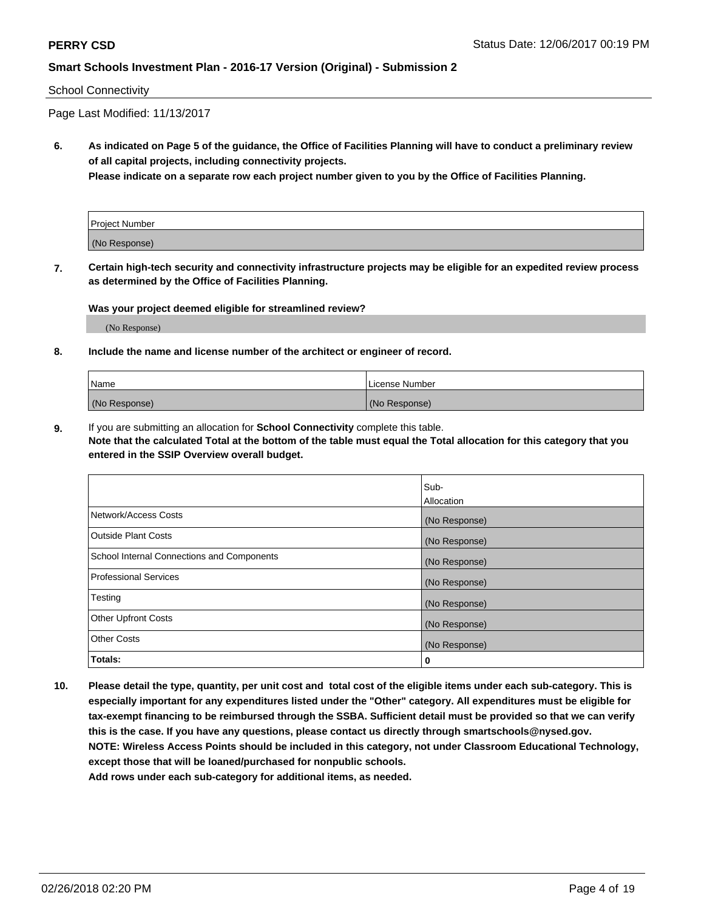School Connectivity

Page Last Modified: 11/13/2017

**6. As indicated on Page 5 of the guidance, the Office of Facilities Planning will have to conduct a preliminary review of all capital projects, including connectivity projects.**
**Please indicate on a separate row each project number given to you by the Office of Facilities Planning.**

| Project Number |
|---|
| (No Response) |

**7. Certain high-tech security and connectivity infrastructure projects may be eligible for an expedited review process as determined by the Office of Facilities Planning.**

**Was your project deemed eligible for streamlined review?**

(No Response)

**8. Include the name and license number of the architect or engineer of record.**

| Name | License Number |
|---|---|
| (No Response) | (No Response) |

**9.** If you are submitting an allocation for **School Connectivity** complete this table.
**Note that the calculated Total at the bottom of the table must equal the Total allocation for this category that you entered in the SSIP Overview overall budget.**

| | Sub-Allocation |
|---|---|
| Network/Access Costs | (No Response) |
| Outside Plant Costs | (No Response) |
| School Internal Connections and Components | (No Response) |
| Professional Services | (No Response) |
| Testing | (No Response) |
| Other Upfront Costs | (No Response) |
| Other Costs | (No Response) |
| **Totals:** | **0** |

**10. Please detail the type, quantity, per unit cost and total cost of the eligible items under each sub-category. This is especially important for any expenditures listed under the "Other" category. All expenditures must be eligible for tax-exempt financing to be reimbursed through the SSBA. Sufficient detail must be provided so that we can verify this is the case. If you have any questions, please contact us directly through smartschools@nysed.gov.**
**NOTE: Wireless Access Points should be included in this category, not under Classroom Educational Technology, except those that will be loaned/purchased for nonpublic schools.**
**Add rows under each sub-category for additional items, as needed.**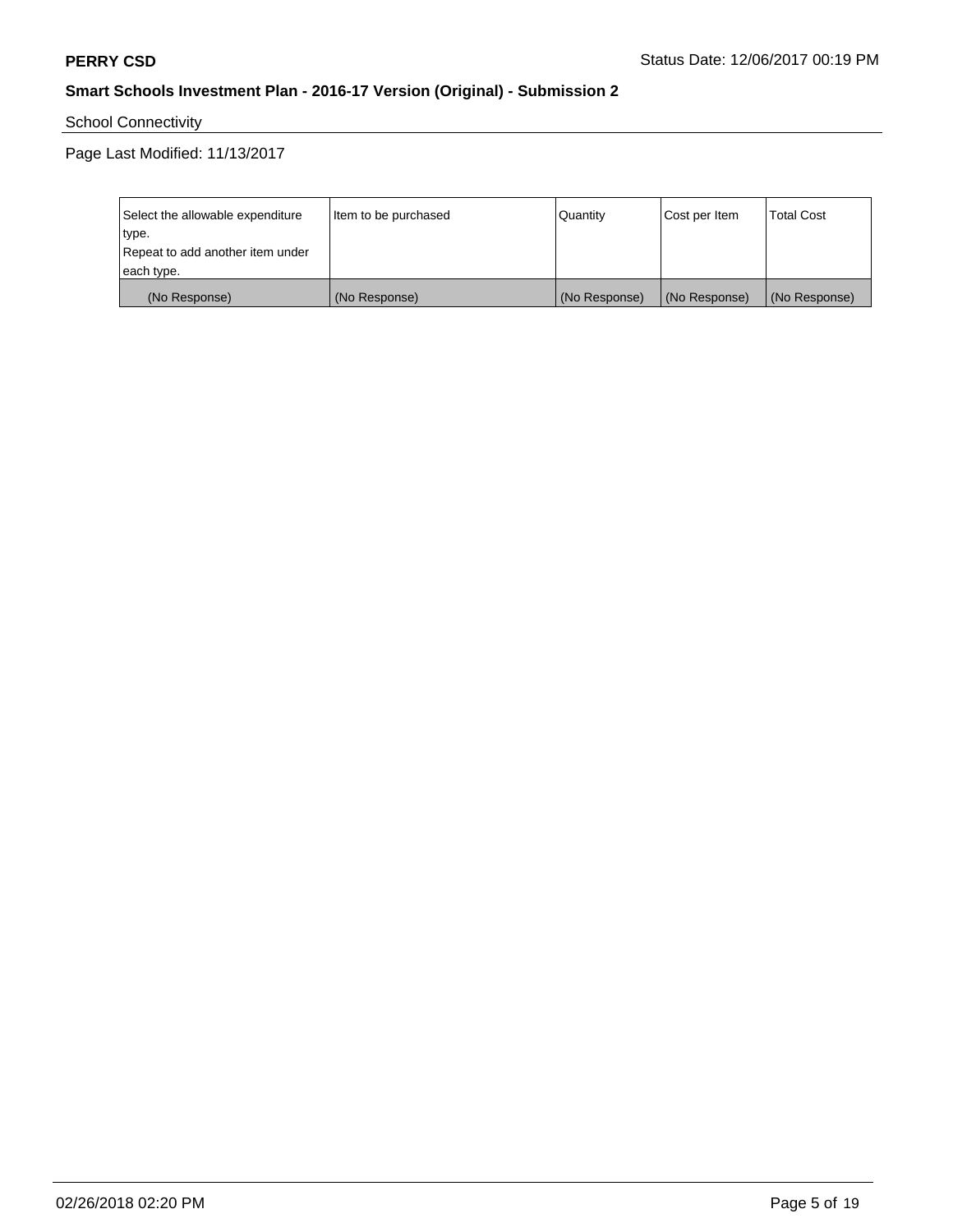School Connectivity

Page Last Modified: 11/13/2017

| Select the allowable expenditure type. Repeat to add another item under each type. | Item to be purchased | Quantity | Cost per Item | Total Cost |
|---|---|---|---|---|
| (No Response) | (No Response) | (No Response) | (No Response) | (No Response) |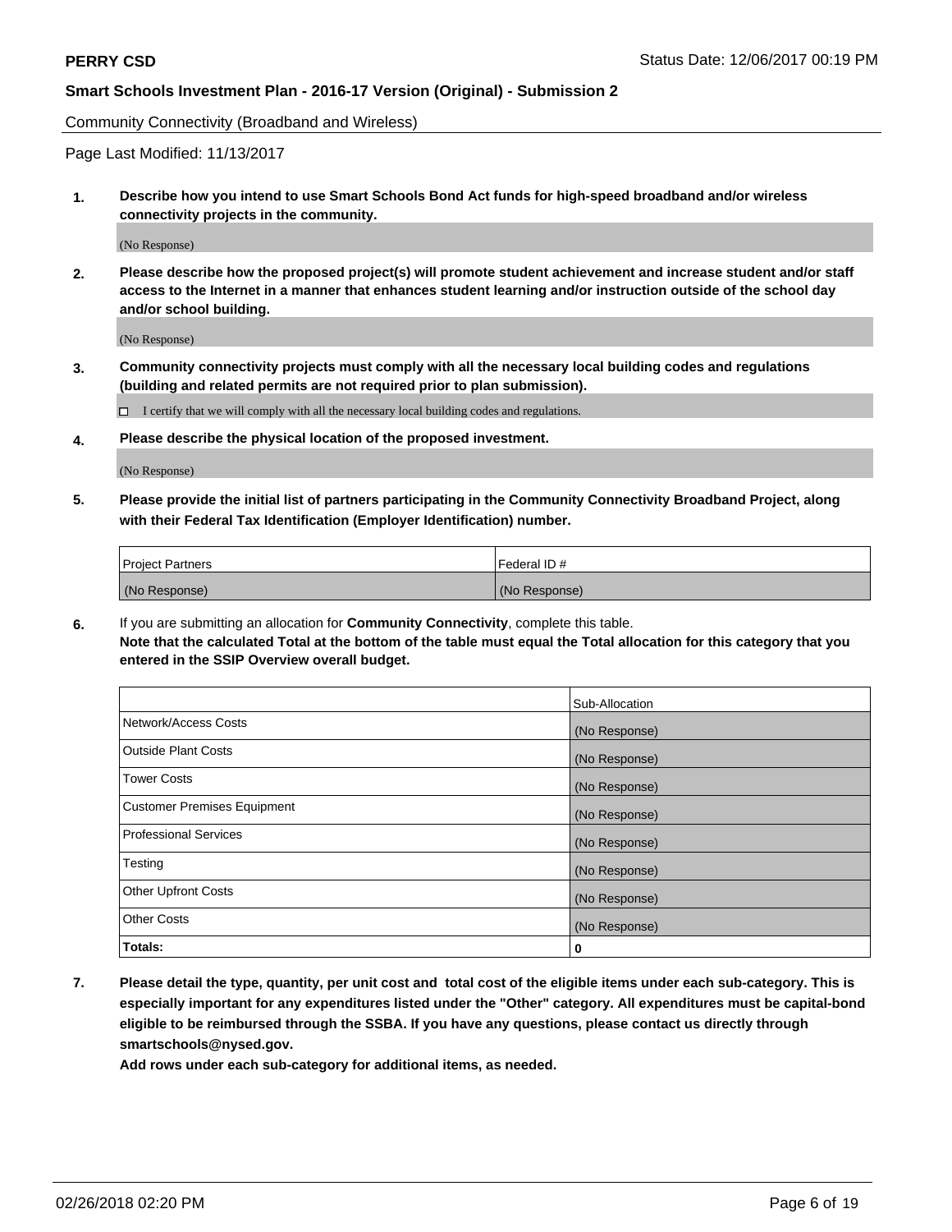Community Connectivity (Broadband and Wireless)

Page Last Modified: 11/13/2017

**1. Describe how you intend to use Smart Schools Bond Act funds for high-speed broadband and/or wireless connectivity projects in the community.**

(No Response)

**2. Please describe how the proposed project(s) will promote student achievement and increase student and/or staff access to the Internet in a manner that enhances student learning and/or instruction outside of the school day and/or school building.**

(No Response)

**3. Community connectivity projects must comply with all the necessary local building codes and regulations (building and related permits are not required prior to plan submission).**

☐ I certify that we will comply with all the necessary local building codes and regulations.

**4. Please describe the physical location of the proposed investment.**

(No Response)

**5. Please provide the initial list of partners participating in the Community Connectivity Broadband Project, along with their Federal Tax Identification (Employer Identification) number.**

| Project Partners | Federal ID # |
|---|---|
| (No Response) | (No Response) |

**6.** If you are submitting an allocation for **Community Connectivity**, complete this table.
**Note that the calculated Total at the bottom of the table must equal the Total allocation for this category that you entered in the SSIP Overview overall budget.**

| | Sub-Allocation |
|---|---|
| Network/Access Costs | (No Response) |
| Outside Plant Costs | (No Response) |
| Tower Costs | (No Response) |
| Customer Premises Equipment | (No Response) |
| Professional Services | (No Response) |
| Testing | (No Response) |
| Other Upfront Costs | (No Response) |
| Other Costs | (No Response) |
| **Totals:** | **0** |

**7. Please detail the type, quantity, per unit cost and total cost of the eligible items under each sub-category. This is especially important for any expenditures listed under the "Other" category. All expenditures must be capital-bond eligible to be reimbursed through the SSBA. If you have any questions, please contact us directly through smartschools@nysed.gov.**

**Add rows under each sub-category for additional items, as needed.**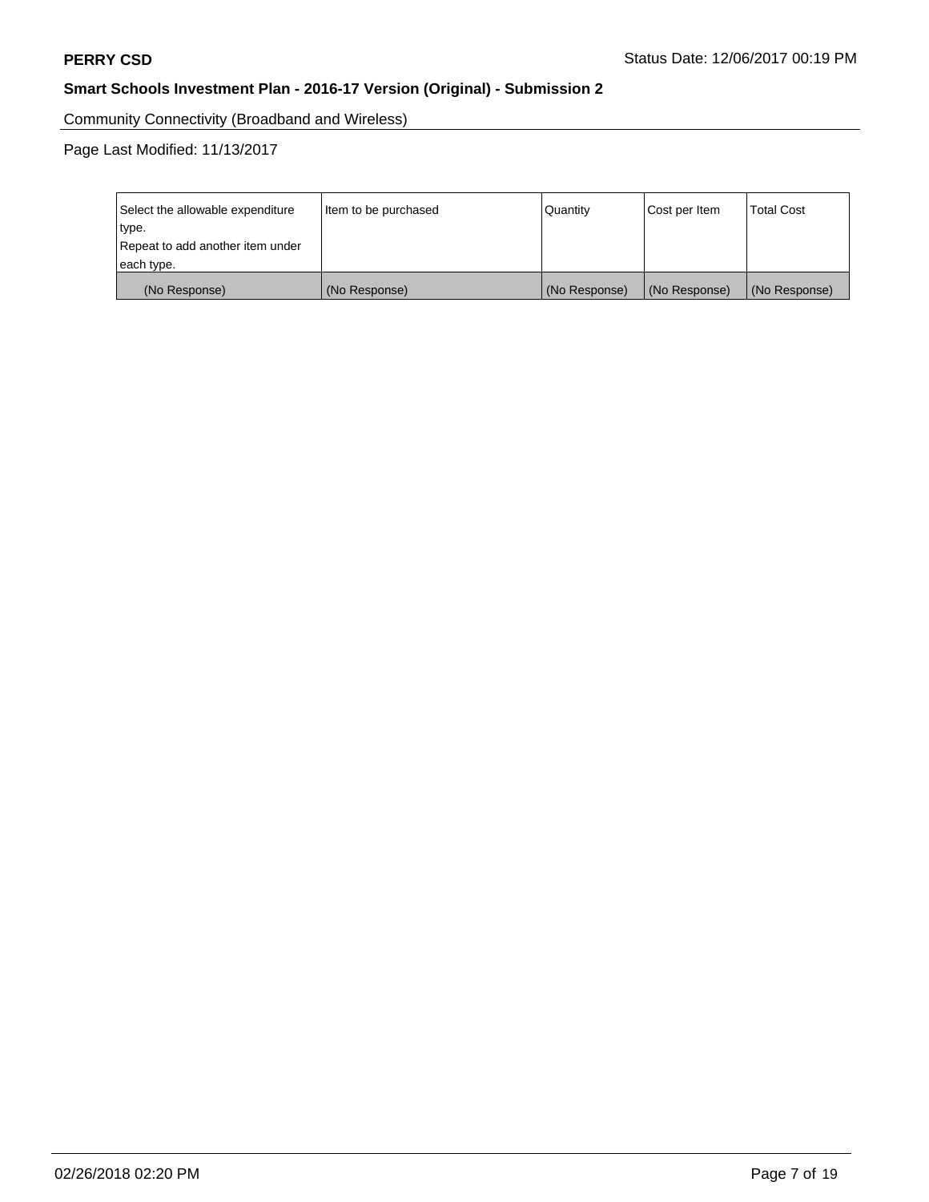Community Connectivity (Broadband and Wireless)

Page Last Modified: 11/13/2017

| Select the allowable expenditure type.<br>Repeat to add another item under each type. | Item to be purchased | Quantity | Cost per Item | Total Cost |
|---|---|---|---|---|
| (No Response) | (No Response) | (No Response) | (No Response) | (No Response) |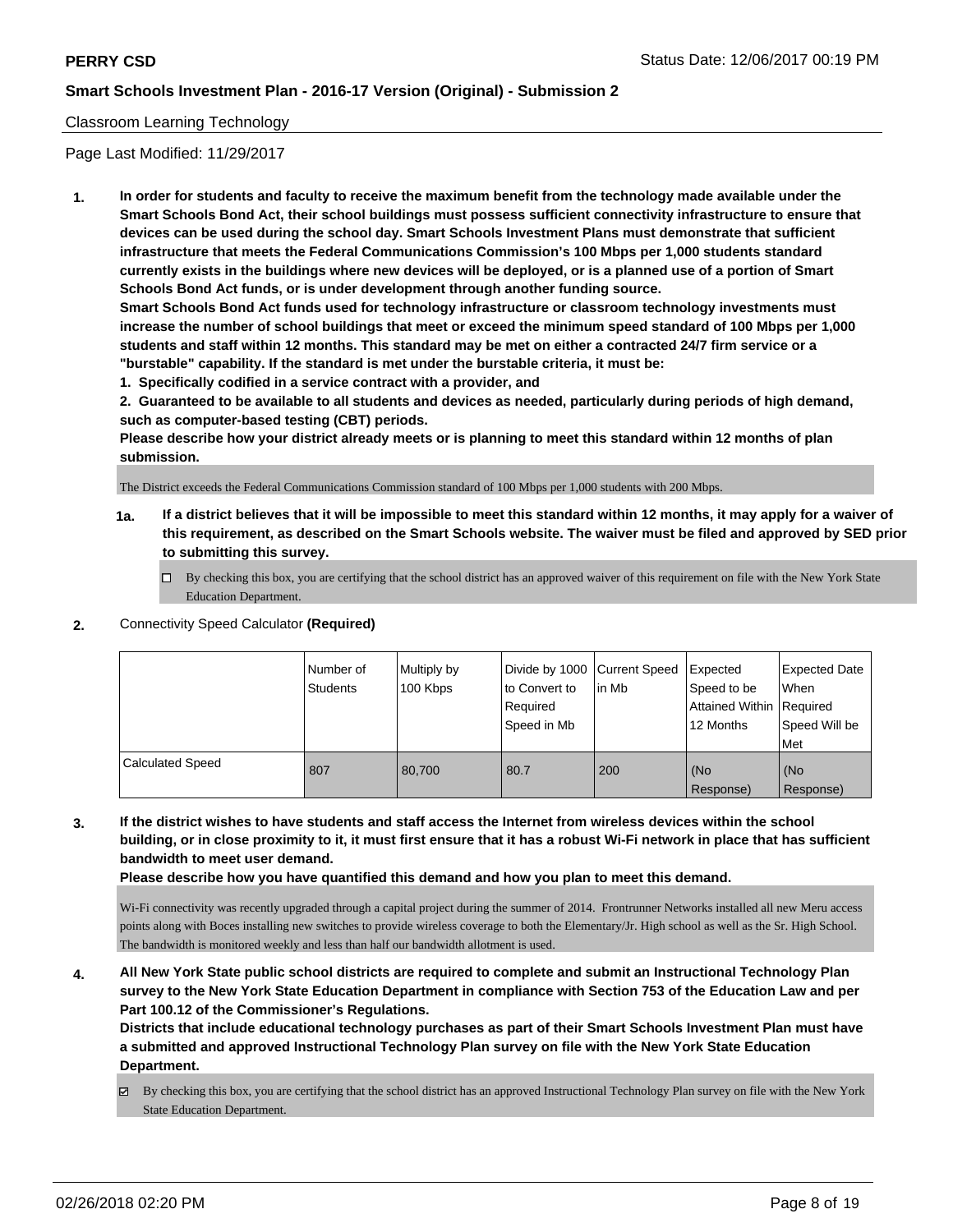Classroom Learning Technology

Page Last Modified: 11/29/2017

**1. In order for students and faculty to receive the maximum benefit from the technology made available under the Smart Schools Bond Act, their school buildings must possess sufficient connectivity infrastructure to ensure that devices can be used during the school day. Smart Schools Investment Plans must demonstrate that sufficient infrastructure that meets the Federal Communications Commission's 100 Mbps per 1,000 students standard currently exists in the buildings where new devices will be deployed, or is a planned use of a portion of Smart Schools Bond Act funds, or is under development through another funding source.**

**Smart Schools Bond Act funds used for technology infrastructure or classroom technology investments must increase the number of school buildings that meet or exceed the minimum speed standard of 100 Mbps per 1,000 students and staff within 12 months. This standard may be met on either a contracted 24/7 firm service or a "burstable" capability. If the standard is met under the burstable criteria, it must be:**

**1. Specifically codified in a service contract with a provider, and**

**2. Guaranteed to be available to all students and devices as needed, particularly during periods of high demand, such as computer-based testing (CBT) periods.**

**Please describe how your district already meets or is planning to meet this standard within 12 months of plan submission.**

The District exceeds the Federal Communications Commission standard of 100 Mbps per 1,000 students with 200 Mbps.

**1a. If a district believes that it will be impossible to meet this standard within 12 months, it may apply for a waiver of this requirement, as described on the Smart Schools website. The waiver must be filed and approved by SED prior to submitting this survey.**

☐ By checking this box, you are certifying that the school district has an approved waiver of this requirement on file with the New York State Education Department.

**2.** Connectivity Speed Calculator **(Required)**

| | Number of Students | Multiply by 100 Kbps | Divide by 1000 to Convert to Required Speed in Mb | Current Speed in Mb | Expected Speed to be Attained Within 12 Months | Expected Date When Required Speed Will be Met |
|---|---|---|---|---|---|---|
| Calculated Speed | 807 | 80,700 | 80.7 | 200 | (No Response) | (No Response) |

**3. If the district wishes to have students and staff access the Internet from wireless devices within the school building, or in close proximity to it, it must first ensure that it has a robust Wi-Fi network in place that has sufficient bandwidth to meet user demand.**

**Please describe how you have quantified this demand and how you plan to meet this demand.**

Wi-Fi connectivity was recently upgraded through a capital project during the summer of 2014. Frontrunner Networks installed all new Meru access points along with Boces installing new switches to provide wireless coverage to both the Elementary/Jr. High school as well as the Sr. High School. The bandwidth is monitored weekly and less than half our bandwidth allotment is used.

**4. All New York State public school districts are required to complete and submit an Instructional Technology Plan survey to the New York State Education Department in compliance with Section 753 of the Education Law and per Part 100.12 of the Commissioner's Regulations.**

**Districts that include educational technology purchases as part of their Smart Schools Investment Plan must have a submitted and approved Instructional Technology Plan survey on file with the New York State Education Department.**

☑ By checking this box, you are certifying that the school district has an approved Instructional Technology Plan survey on file with the New York State Education Department.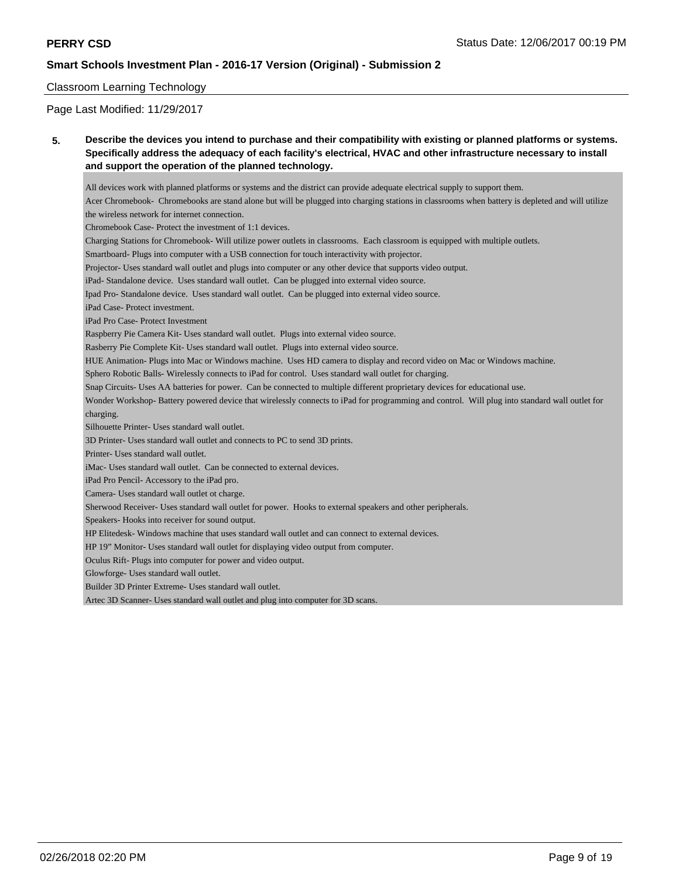Classroom Learning Technology

Page Last Modified: 11/29/2017

**5. Describe the devices you intend to purchase and their compatibility with existing or planned platforms or systems. Specifically address the adequacy of each facility's electrical, HVAC and other infrastructure necessary to install and support the operation of the planned technology.**

All devices work with planned platforms or systems and the district can provide adequate electrical supply to support them.
Acer Chromebook- Chromebooks are stand alone but will be plugged into charging stations in classrooms when battery is depleted and will utilize the wireless network for internet connection.
Chromebook Case- Protect the investment of 1:1 devices.
Charging Stations for Chromebook- Will utilize power outlets in classrooms. Each classroom is equipped with multiple outlets.
Smartboard- Plugs into computer with a USB connection for touch interactivity with projector.
Projector- Uses standard wall outlet and plugs into computer or any other device that supports video output.
iPad- Standalone device. Uses standard wall outlet. Can be plugged into external video source.
Ipad Pro- Standalone device. Uses standard wall outlet. Can be plugged into external video source.
iPad Case- Protect investment.
iPad Pro Case- Protect Investment
Raspberry Pie Camera Kit- Uses standard wall outlet. Plugs into external video source.
Rasberry Pie Complete Kit- Uses standard wall outlet. Plugs into external video source.
HUE Animation- Plugs into Mac or Windows machine. Uses HD camera to display and record video on Mac or Windows machine.
Sphero Robotic Balls- Wirelessly connects to iPad for control. Uses standard wall outlet for charging.
Snap Circuits- Uses AA batteries for power. Can be connected to multiple different proprietary devices for educational use.
Wonder Workshop- Battery powered device that wirelessly connects to iPad for programming and control. Will plug into standard wall outlet for charging.
Silhouette Printer- Uses standard wall outlet.
3D Printer- Uses standard wall outlet and connects to PC to send 3D prints.
Printer- Uses standard wall outlet.
iMac- Uses standard wall outlet. Can be connected to external devices.
iPad Pro Pencil- Accessory to the iPad pro.
Camera- Uses standard wall outlet ot charge.
Sherwood Receiver- Uses standard wall outlet for power. Hooks to external speakers and other peripherals.
Speakers- Hooks into receiver for sound output.
HP Elitedesk- Windows machine that uses standard wall outlet and can connect to external devices.
HP 19" Monitor- Uses standard wall outlet for displaying video output from computer.
Oculus Rift- Plugs into computer for power and video output.
Glowforge- Uses standard wall outlet.
Builder 3D Printer Extreme- Uses standard wall outlet.
Artec 3D Scanner- Uses standard wall outlet and plug into computer for 3D scans.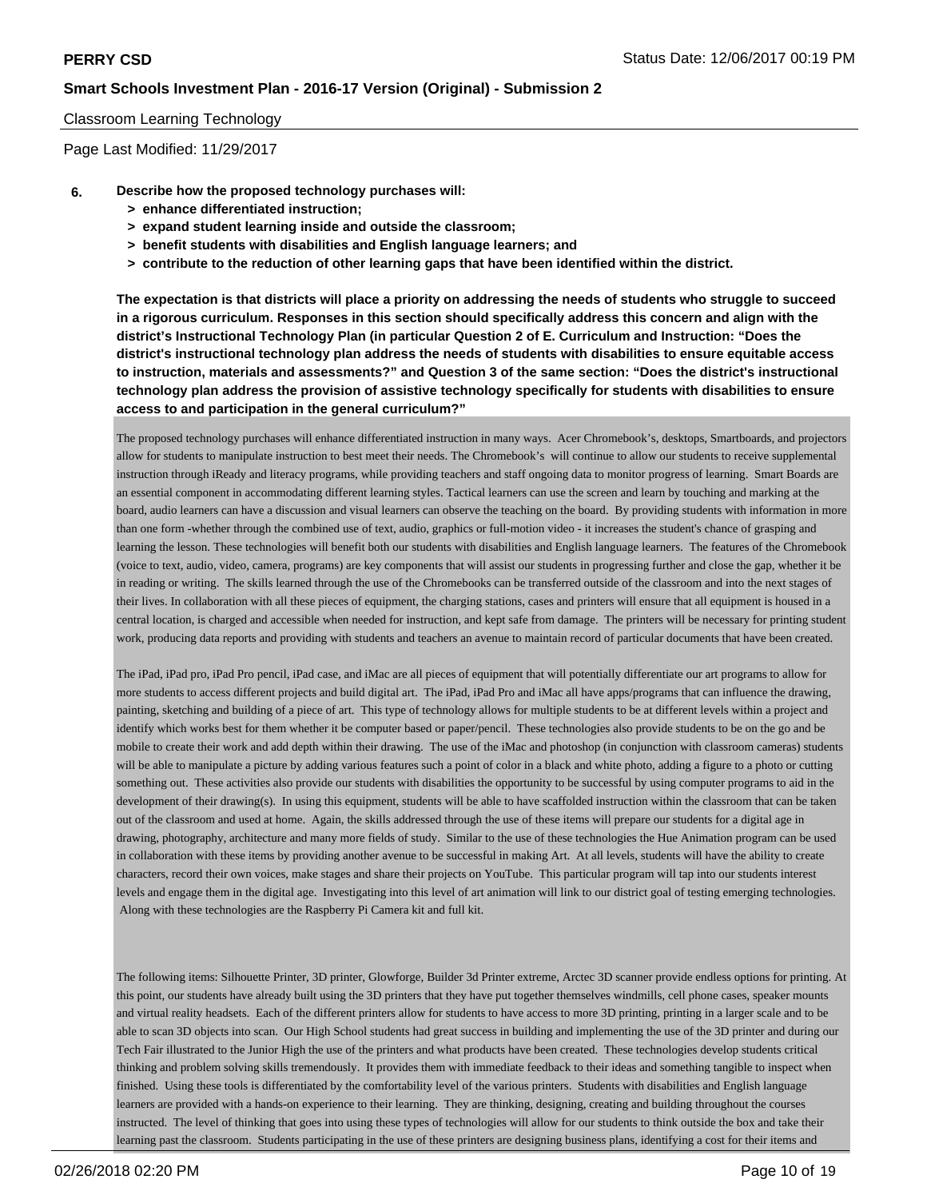Classroom Learning Technology

Page Last Modified: 11/29/2017

**6. Describe how the proposed technology purchases will:**
- **> enhance differentiated instruction;**
- **> expand student learning inside and outside the classroom;**
- **> benefit students with disabilities and English language learners; and**
- **> contribute to the reduction of other learning gaps that have been identified within the district.**

**The expectation is that districts will place a priority on addressing the needs of students who struggle to succeed in a rigorous curriculum. Responses in this section should specifically address this concern and align with the district's Instructional Technology Plan (in particular Question 2 of E. Curriculum and Instruction: "Does the district's instructional technology plan address the needs of students with disabilities to ensure equitable access to instruction, materials and assessments?" and Question 3 of the same section: "Does the district's instructional technology plan address the provision of assistive technology specifically for students with disabilities to ensure access to and participation in the general curriculum?"**

The proposed technology purchases will enhance differentiated instruction in many ways. Acer Chromebook's, desktops, Smartboards, and projectors allow for students to manipulate instruction to best meet their needs. The Chromebook's will continue to allow our students to receive supplemental instruction through iReady and literacy programs, while providing teachers and staff ongoing data to monitor progress of learning. Smart Boards are an essential component in accommodating different learning styles. Tactical learners can use the screen and learn by touching and marking at the board, audio learners can have a discussion and visual learners can observe the teaching on the board. By providing students with information in more than one form -whether through the combined use of text, audio, graphics or full-motion video - it increases the student's chance of grasping and learning the lesson. These technologies will benefit both our students with disabilities and English language learners. The features of the Chromebook (voice to text, audio, video, camera, programs) are key components that will assist our students in progressing further and close the gap, whether it be in reading or writing. The skills learned through the use of the Chromebooks can be transferred outside of the classroom and into the next stages of their lives. In collaboration with all these pieces of equipment, the charging stations, cases and printers will ensure that all equipment is housed in a central location, is charged and accessible when needed for instruction, and kept safe from damage. The printers will be necessary for printing student work, producing data reports and providing with students and teachers an avenue to maintain record of particular documents that have been created.

The iPad, iPad pro, iPad Pro pencil, iPad case, and iMac are all pieces of equipment that will potentially differentiate our art programs to allow for more students to access different projects and build digital art. The iPad, iPad Pro and iMac all have apps/programs that can influence the drawing, painting, sketching and building of a piece of art. This type of technology allows for multiple students to be at different levels within a project and identify which works best for them whether it be computer based or paper/pencil. These technologies also provide students to be on the go and be mobile to create their work and add depth within their drawing. The use of the iMac and photoshop (in conjunction with classroom cameras) students will be able to manipulate a picture by adding various features such a point of color in a black and white photo, adding a figure to a photo or cutting something out. These activities also provide our students with disabilities the opportunity to be successful by using computer programs to aid in the development of their drawing(s). In using this equipment, students will be able to have scaffolded instruction within the classroom that can be taken out of the classroom and used at home. Again, the skills addressed through the use of these items will prepare our students for a digital age in drawing, photography, architecture and many more fields of study. Similar to the use of these technologies the Hue Animation program can be used in collaboration with these items by providing another avenue to be successful in making Art. At all levels, students will have the ability to create characters, record their own voices, make stages and share their projects on YouTube. This particular program will tap into our students interest levels and engage them in the digital age. Investigating into this level of art animation will link to our district goal of testing emerging technologies. Along with these technologies are the Raspberry Pi Camera kit and full kit.

The following items: Silhouette Printer, 3D printer, Glowforge, Builder 3d Printer extreme, Arctec 3D scanner provide endless options for printing. At this point, our students have already built using the 3D printers that they have put together themselves windmills, cell phone cases, speaker mounts and virtual reality headsets. Each of the different printers allow for students to have access to more 3D printing, printing in a larger scale and to be able to scan 3D objects into scan. Our High School students had great success in building and implementing the use of the 3D printer and during our Tech Fair illustrated to the Junior High the use of the printers and what products have been created. These technologies develop students critical thinking and problem solving skills tremendously. It provides them with immediate feedback to their ideas and something tangible to inspect when finished. Using these tools is differentiated by the comfortability level of the various printers. Students with disabilities and English language learners are provided with a hands-on experience to their learning. They are thinking, designing, creating and building throughout the courses instructed. The level of thinking that goes into using these types of technologies will allow for our students to think outside the box and take their learning past the classroom. Students participating in the use of these printers are designing business plans, identifying a cost for their items and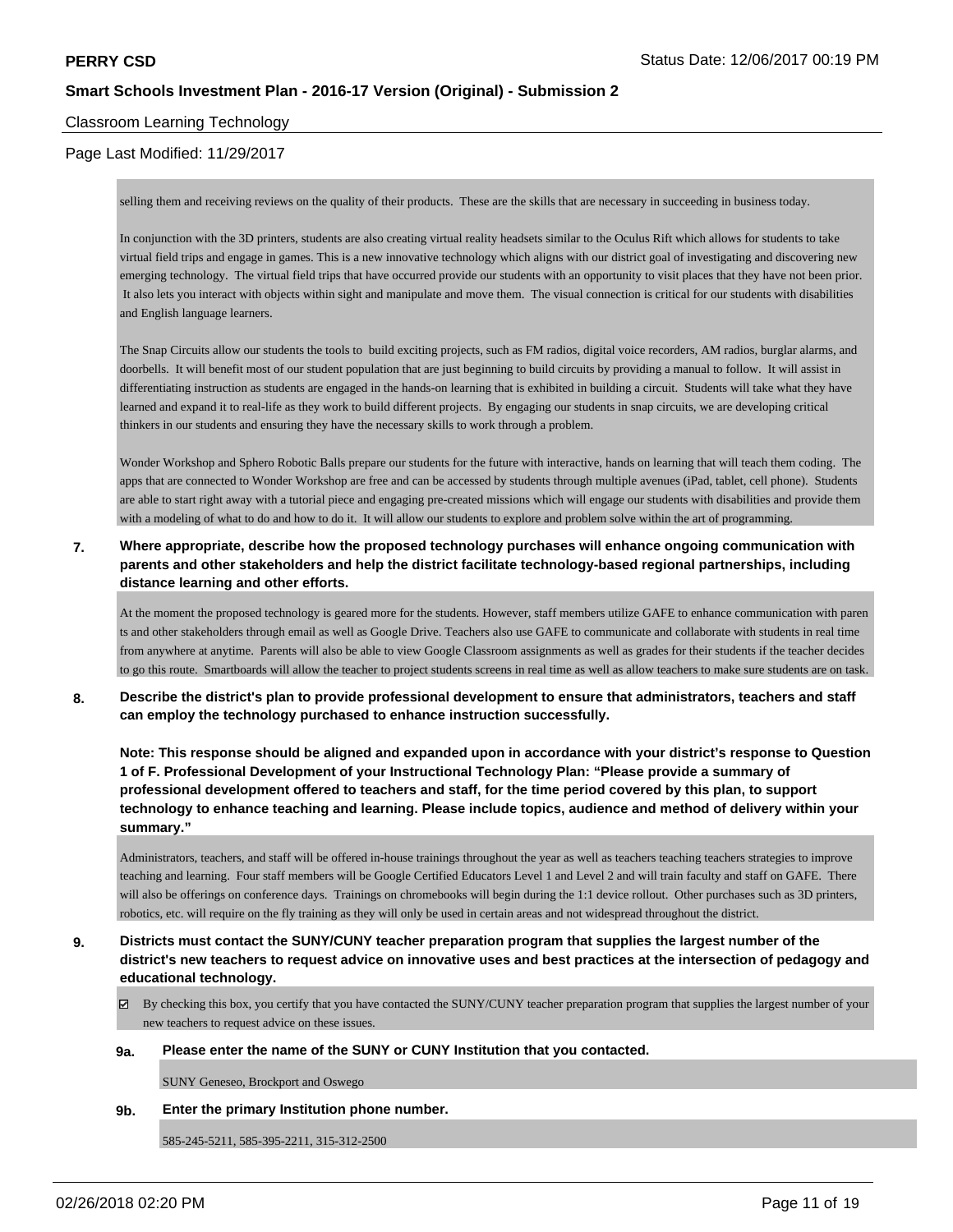Classroom Learning Technology

Page Last Modified: 11/29/2017

selling them and receiving reviews on the quality of their products. These are the skills that are necessary in succeeding in business today.

In conjunction with the 3D printers, students are also creating virtual reality headsets similar to the Oculus Rift which allows for students to take virtual field trips and engage in games. This is a new innovative technology which aligns with our district goal of investigating and discovering new emerging technology. The virtual field trips that have occurred provide our students with an opportunity to visit places that they have not been prior. It also lets you interact with objects within sight and manipulate and move them. The visual connection is critical for our students with disabilities and English language learners.

The Snap Circuits allow our students the tools to build exciting projects, such as FM radios, digital voice recorders, AM radios, burglar alarms, and doorbells. It will benefit most of our student population that are just beginning to build circuits by providing a manual to follow. It will assist in differentiating instruction as students are engaged in the hands-on learning that is exhibited in building a circuit. Students will take what they have learned and expand it to real-life as they work to build different projects. By engaging our students in snap circuits, we are developing critical thinkers in our students and ensuring they have the necessary skills to work through a problem.

Wonder Workshop and Sphero Robotic Balls prepare our students for the future with interactive, hands on learning that will teach them coding. The apps that are connected to Wonder Workshop are free and can be accessed by students through multiple avenues (iPad, tablet, cell phone). Students are able to start right away with a tutorial piece and engaging pre-created missions which will engage our students with disabilities and provide them with a modeling of what to do and how to do it. It will allow our students to explore and problem solve within the art of programming.

**7. Where appropriate, describe how the proposed technology purchases will enhance ongoing communication with parents and other stakeholders and help the district facilitate technology-based regional partnerships, including distance learning and other efforts.**

At the moment the proposed technology is geared more for the students. However, staff members utilize GAFE to enhance communication with parents and other stakeholders through email as well as Google Drive. Teachers also use GAFE to communicate and collaborate with students in real time from anywhere at anytime. Parents will also be able to view Google Classroom assignments as well as grades for their students if the teacher decides to go this route. Smartboards will allow the teacher to project students screens in real time as well as allow teachers to make sure students are on task.

**8. Describe the district's plan to provide professional development to ensure that administrators, teachers and staff can employ the technology purchased to enhance instruction successfully.**

**Note: This response should be aligned and expanded upon in accordance with your district's response to Question 1 of F. Professional Development of your Instructional Technology Plan: "Please provide a summary of professional development offered to teachers and staff, for the time period covered by this plan, to support technology to enhance teaching and learning. Please include topics, audience and method of delivery within your summary."**

Administrators, teachers, and staff will be offered in-house trainings throughout the year as well as teachers teaching teachers strategies to improve teaching and learning. Four staff members will be Google Certified Educators Level 1 and Level 2 and will train faculty and staff on GAFE. There will also be offerings on conference days. Trainings on chromebooks will begin during the 1:1 device rollout. Other purchases such as 3D printers, robotics, etc. will require on the fly training as they will only be used in certain areas and not widespread throughout the district.

**9. Districts must contact the SUNY/CUNY teacher preparation program that supplies the largest number of the district's new teachers to request advice on innovative uses and best practices at the intersection of pedagogy and educational technology.**

☑ By checking this box, you certify that you have contacted the SUNY/CUNY teacher preparation program that supplies the largest number of your new teachers to request advice on these issues.

**9a. Please enter the name of the SUNY or CUNY Institution that you contacted.**

SUNY Geneseo, Brockport and Oswego

**9b. Enter the primary Institution phone number.**

585-245-5211, 585-395-2211, 315-312-2500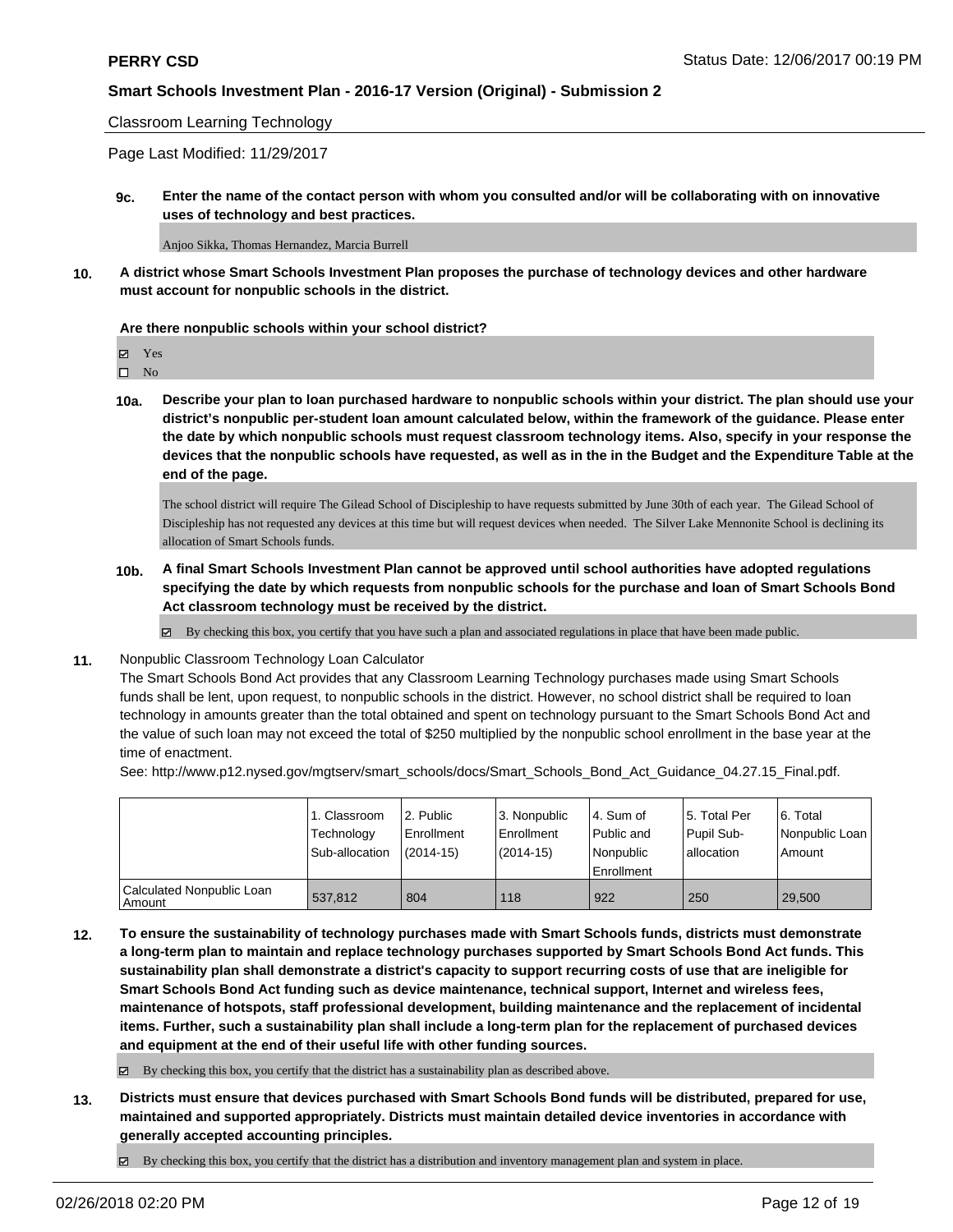Classroom Learning Technology

Page Last Modified: 11/29/2017

**9c. Enter the name of the contact person with whom you consulted and/or will be collaborating with on innovative uses of technology and best practices.**

Anjoo Sikka, Thomas Hernandez, Marcia Burrell

**10. A district whose Smart Schools Investment Plan proposes the purchase of technology devices and other hardware must account for nonpublic schools in the district.**

**Are there nonpublic schools within your school district?**

☑ Yes
☐ No

**10a. Describe your plan to loan purchased hardware to nonpublic schools within your district. The plan should use your district's nonpublic per-student loan amount calculated below, within the framework of the guidance. Please enter the date by which nonpublic schools must request classroom technology items. Also, specify in your response the devices that the nonpublic schools have requested, as well as in the in the Budget and the Expenditure Table at the end of the page.**

The school district will require The Gilead School of Discipleship to have requests submitted by June 30th of each year. The Gilead School of Discipleship has not requested any devices at this time but will request devices when needed. The Silver Lake Mennonite School is declining its allocation of Smart Schools funds.

**10b. A final Smart Schools Investment Plan cannot be approved until school authorities have adopted regulations specifying the date by which requests from nonpublic schools for the purchase and loan of Smart Schools Bond Act classroom technology must be received by the district.**

☑ By checking this box, you certify that you have such a plan and associated regulations in place that have been made public.

**11.** Nonpublic Classroom Technology Loan Calculator

The Smart Schools Bond Act provides that any Classroom Learning Technology purchases made using Smart Schools funds shall be lent, upon request, to nonpublic schools in the district. However, no school district shall be required to loan technology in amounts greater than the total obtained and spent on technology pursuant to the Smart Schools Bond Act and the value of such loan may not exceed the total of $250 multiplied by the nonpublic school enrollment in the base year at the time of enactment.

See: http://www.p12.nysed.gov/mgtserv/smart_schools/docs/Smart_Schools_Bond_Act_Guidance_04.27.15_Final.pdf.

| | 1. Classroom Technology Sub-allocation | 2. Public Enrollment (2014-15) | 3. Nonpublic Enrollment (2014-15) | 4. Sum of Public and Nonpublic Enrollment | 5. Total Per Pupil Sub-allocation | 6. Total Nonpublic Loan Amount |
|---|---|---|---|---|---|---|
| Calculated Nonpublic Loan Amount | 537,812 | 804 | 118 | 922 | 250 | 29,500 |

**12. To ensure the sustainability of technology purchases made with Smart Schools funds, districts must demonstrate a long-term plan to maintain and replace technology purchases supported by Smart Schools Bond Act funds. This sustainability plan shall demonstrate a district's capacity to support recurring costs of use that are ineligible for Smart Schools Bond Act funding such as device maintenance, technical support, Internet and wireless fees, maintenance of hotspots, staff professional development, building maintenance and the replacement of incidental items. Further, such a sustainability plan shall include a long-term plan for the replacement of purchased devices and equipment at the end of their useful life with other funding sources.**

☑ By checking this box, you certify that the district has a sustainability plan as described above.

**13. Districts must ensure that devices purchased with Smart Schools Bond funds will be distributed, prepared for use, maintained and supported appropriately. Districts must maintain detailed device inventories in accordance with generally accepted accounting principles.**

☑ By checking this box, you certify that the district has a distribution and inventory management plan and system in place.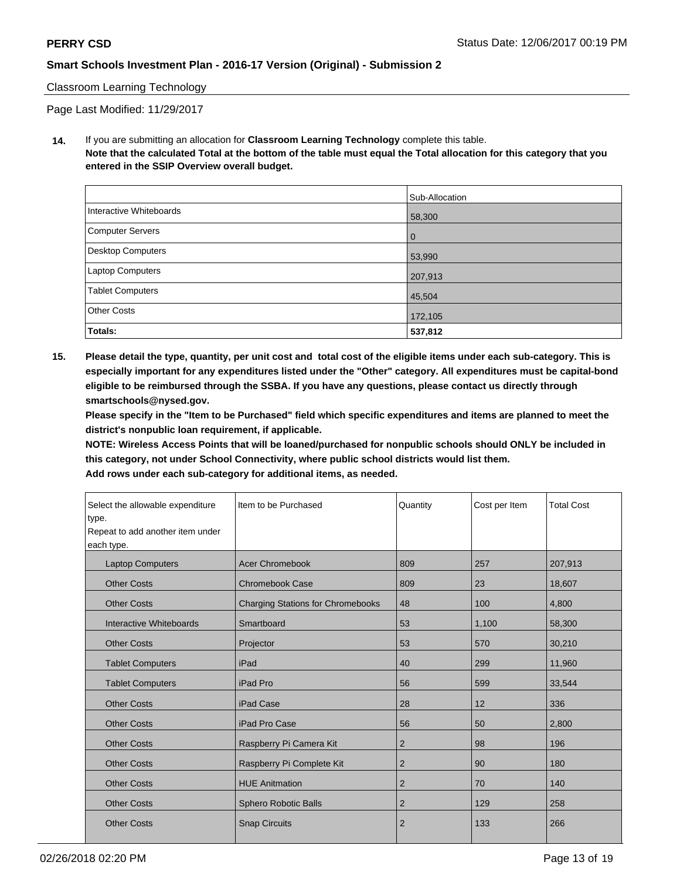Classroom Learning Technology

Page Last Modified: 11/29/2017

**14.** If you are submitting an allocation for **Classroom Learning Technology** complete this table.
**Note that the calculated Total at the bottom of the table must equal the Total allocation for this category that you entered in the SSIP Overview overall budget.**

| | Sub-Allocation |
|---|---|
| Interactive Whiteboards | 58,300 |
| Computer Servers | 0 |
| Desktop Computers | 53,990 |
| Laptop Computers | 207,913 |
| Tablet Computers | 45,504 |
| Other Costs | 172,105 |
| **Totals:** | **537,812** |

**15.** **Please detail the type, quantity, per unit cost and total cost of the eligible items under each sub-category. This is especially important for any expenditures listed under the "Other" category. All expenditures must be capital-bond eligible to be reimbursed through the SSBA. If you have any questions, please contact us directly through smartschools@nysed.gov.**
**Please specify in the "Item to be Purchased" field which specific expenditures and items are planned to meet the district's nonpublic loan requirement, if applicable.**
**NOTE: Wireless Access Points that will be loaned/purchased for nonpublic schools should ONLY be included in this category, not under School Connectivity, where public school districts would list them.**
**Add rows under each sub-category for additional items, as needed.**

| Select the allowable expenditure type. Repeat to add another item under each type. | Item to be Purchased | Quantity | Cost per Item | Total Cost |
|---|---|---|---|---|
| Laptop Computers | Acer Chromebook | 809 | 257 | 207,913 |
| Other Costs | Chromebook Case | 809 | 23 | 18,607 |
| Other Costs | Charging Stations for Chromebooks | 48 | 100 | 4,800 |
| Interactive Whiteboards | Smartboard | 53 | 1,100 | 58,300 |
| Other Costs | Projector | 53 | 570 | 30,210 |
| Tablet Computers | iPad | 40 | 299 | 11,960 |
| Tablet Computers | iPad Pro | 56 | 599 | 33,544 |
| Other Costs | iPad Case | 28 | 12 | 336 |
| Other Costs | iPad Pro Case | 56 | 50 | 2,800 |
| Other Costs | Raspberry Pi Camera Kit | 2 | 98 | 196 |
| Other Costs | Raspberry Pi Complete Kit | 2 | 90 | 180 |
| Other Costs | HUE Anitmation | 2 | 70 | 140 |
| Other Costs | Sphero Robotic Balls | 2 | 129 | 258 |
| Other Costs | Snap Circuits | 2 | 133 | 266 |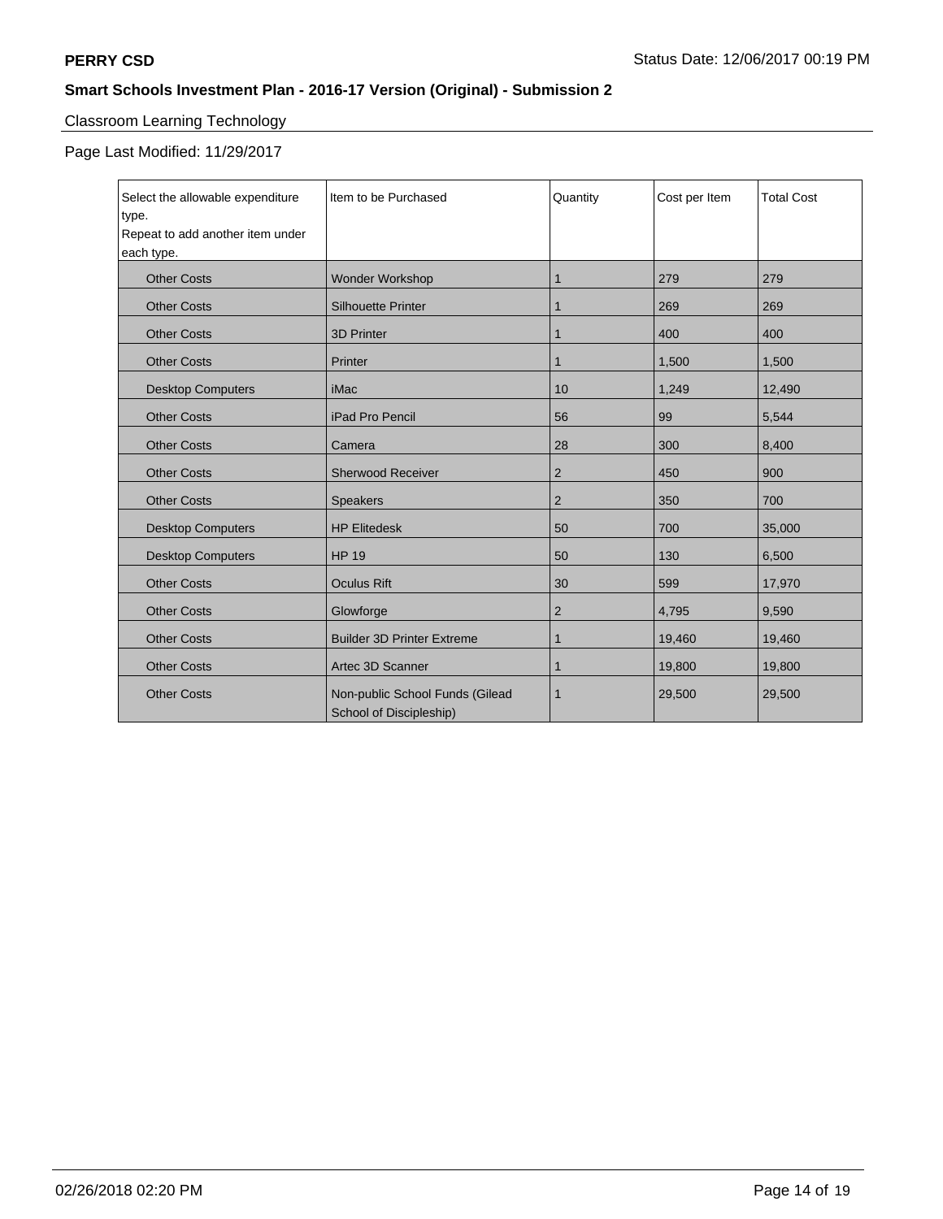## Classroom Learning Technology

Page Last Modified: 11/29/2017

| Select the allowable expenditure type. Repeat to add another item under each type. | Item to be Purchased | Quantity | Cost per Item | Total Cost |
|---|---|---|---|---|
| Other Costs | Wonder Workshop | 1 | 279 | 279 |
| Other Costs | Silhouette Printer | 1 | 269 | 269 |
| Other Costs | 3D Printer | 1 | 400 | 400 |
| Other Costs | Printer | 1 | 1,500 | 1,500 |
| Desktop Computers | iMac | 10 | 1,249 | 12,490 |
| Other Costs | iPad Pro Pencil | 56 | 99 | 5,544 |
| Other Costs | Camera | 28 | 300 | 8,400 |
| Other Costs | Sherwood Receiver | 2 | 450 | 900 |
| Other Costs | Speakers | 2 | 350 | 700 |
| Desktop Computers | HP Elitedesk | 50 | 700 | 35,000 |
| Desktop Computers | HP 19 | 50 | 130 | 6,500 |
| Other Costs | Oculus Rift | 30 | 599 | 17,970 |
| Other Costs | Glowforge | 2 | 4,795 | 9,590 |
| Other Costs | Builder 3D Printer Extreme | 1 | 19,460 | 19,460 |
| Other Costs | Artec 3D Scanner | 1 | 19,800 | 19,800 |
| Other Costs | Non-public School Funds (Gilead School of Discipleship) | 1 | 29,500 | 29,500 |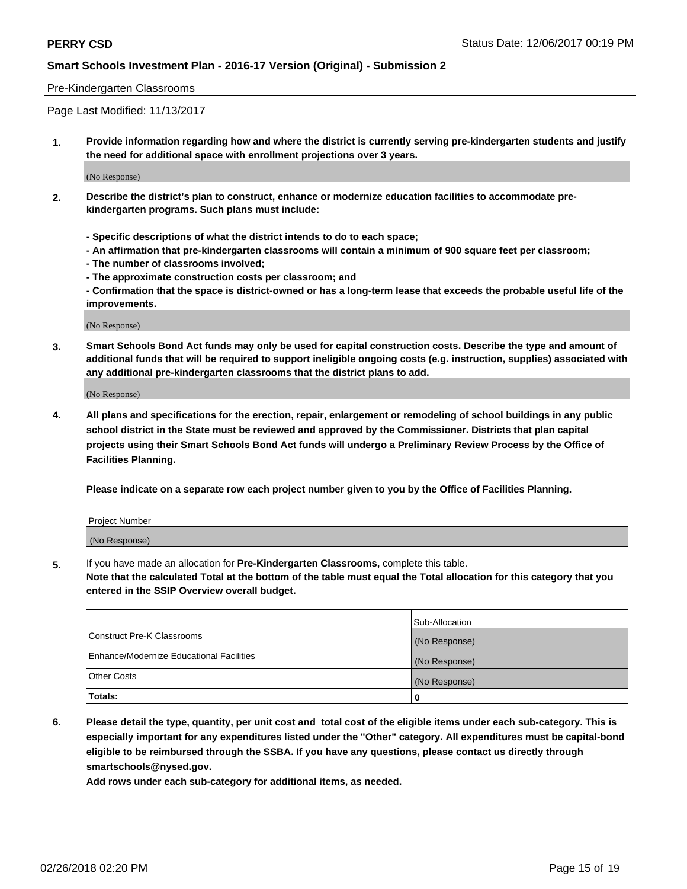Pre-Kindergarten Classrooms

Page Last Modified: 11/13/2017

**1. Provide information regarding how and where the district is currently serving pre-kindergarten students and justify the need for additional space with enrollment projections over 3 years.**

(No Response)

**2. Describe the district's plan to construct, enhance or modernize education facilities to accommodate pre-kindergarten programs. Such plans must include:**

**- Specific descriptions of what the district intends to do to each space;**
**- An affirmation that pre-kindergarten classrooms will contain a minimum of 900 square feet per classroom;**
**- The number of classrooms involved;**
**- The approximate construction costs per classroom; and**
**- Confirmation that the space is district-owned or has a long-term lease that exceeds the probable useful life of the improvements.**

(No Response)

**3. Smart Schools Bond Act funds may only be used for capital construction costs. Describe the type and amount of additional funds that will be required to support ineligible ongoing costs (e.g. instruction, supplies) associated with any additional pre-kindergarten classrooms that the district plans to add.**

(No Response)

**4. All plans and specifications for the erection, repair, enlargement or remodeling of school buildings in any public school district in the State must be reviewed and approved by the Commissioner. Districts that plan capital projects using their Smart Schools Bond Act funds will undergo a Preliminary Review Process by the Office of Facilities Planning.**

**Please indicate on a separate row each project number given to you by the Office of Facilities Planning.**

| Project Number |
|---|
| (No Response) |

5. If you have made an allocation for **Pre-Kindergarten Classrooms,** complete this table.
**Note that the calculated Total at the bottom of the table must equal the Total allocation for this category that you entered in the SSIP Overview overall budget.**

| | Sub-Allocation |
|---|---|
| Construct Pre-K Classrooms | (No Response) |
| Enhance/Modernize Educational Facilities | (No Response) |
| Other Costs | (No Response) |
| **Totals:** | **0** |

**6. Please detail the type, quantity, per unit cost and total cost of the eligible items under each sub-category. This is especially important for any expenditures listed under the "Other" category. All expenditures must be capital-bond eligible to be reimbursed through the SSBA. If you have any questions, please contact us directly through smartschools@nysed.gov.**

**Add rows under each sub-category for additional items, as needed.**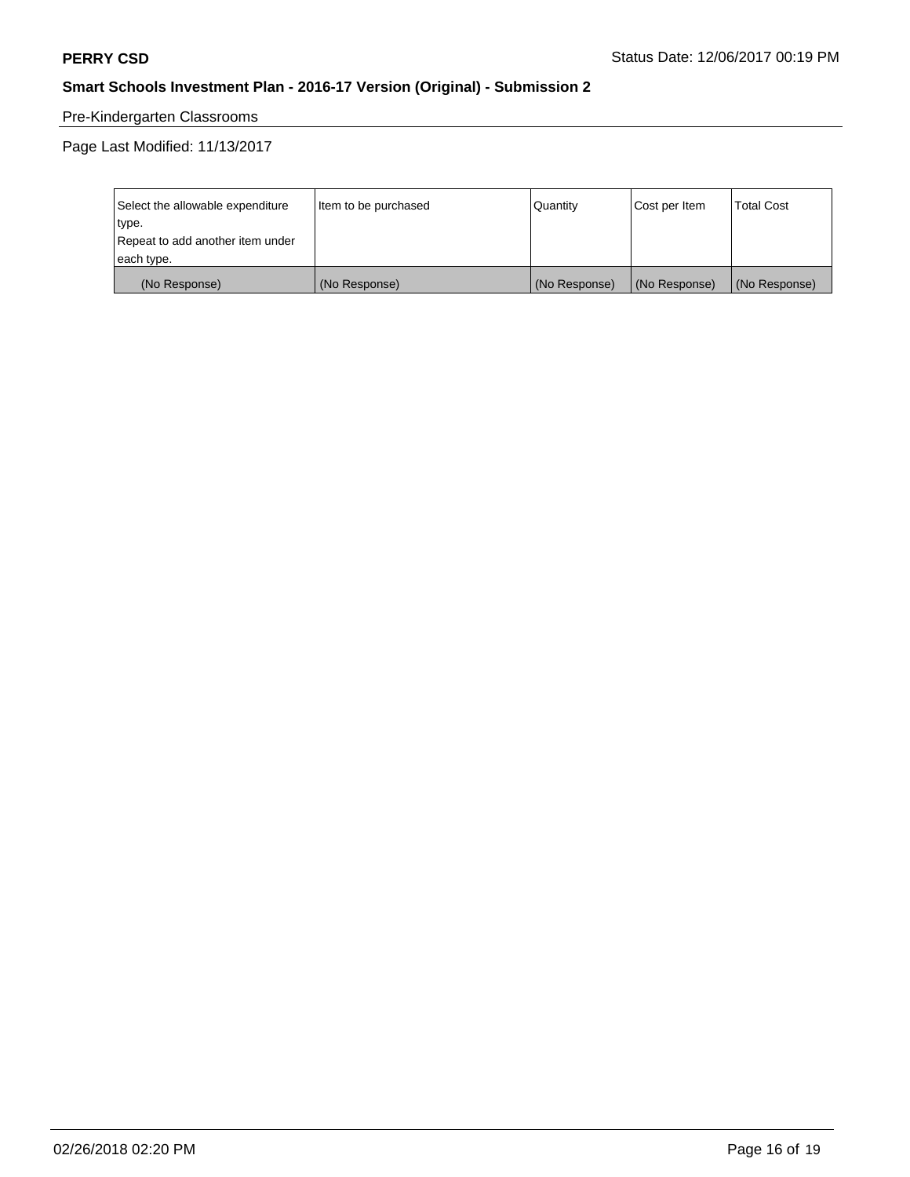Pre-Kindergarten Classrooms

Page Last Modified: 11/13/2017

| Select the allowable expenditure type. Repeat to add another item under each type. | Item to be purchased | Quantity | Cost per Item | Total Cost |
|---|---|---|---|---|
| (No Response) | (No Response) | (No Response) | (No Response) | (No Response) |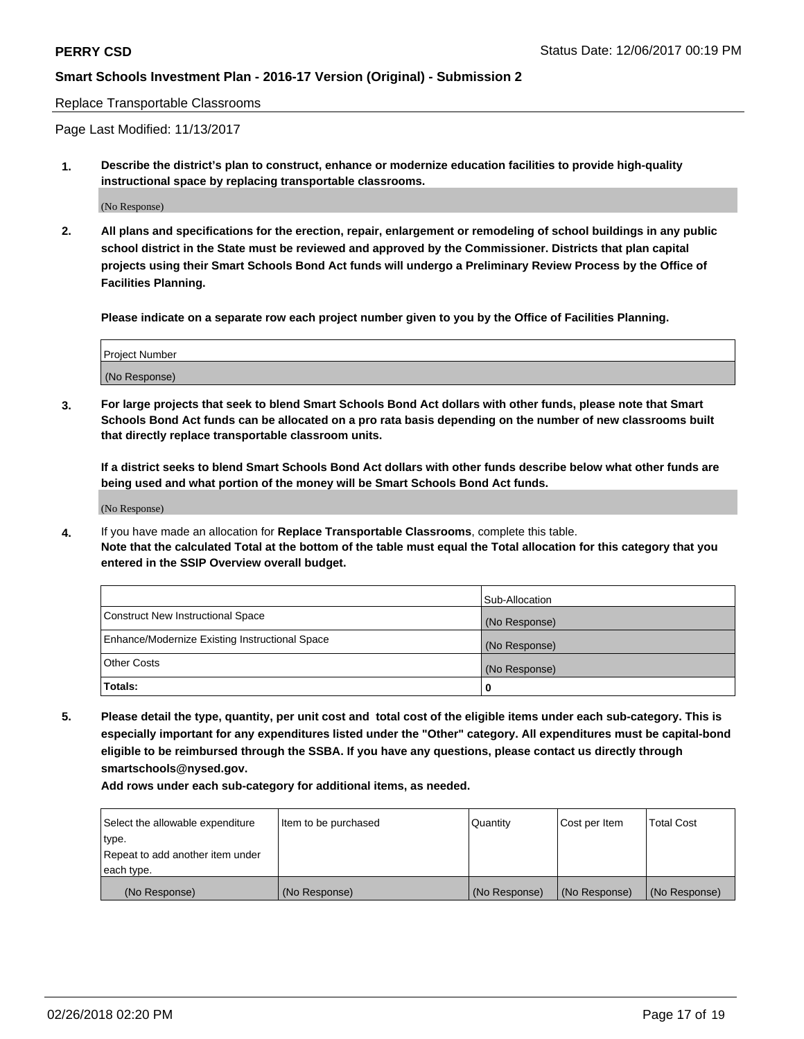Replace Transportable Classrooms

Page Last Modified: 11/13/2017

**1. Describe the district's plan to construct, enhance or modernize education facilities to provide high-quality instructional space by replacing transportable classrooms.**

(No Response)

**2. All plans and specifications for the erection, repair, enlargement or remodeling of school buildings in any public school district in the State must be reviewed and approved by the Commissioner. Districts that plan capital projects using their Smart Schools Bond Act funds will undergo a Preliminary Review Process by the Office of Facilities Planning.**

**Please indicate on a separate row each project number given to you by the Office of Facilities Planning.**

| Project Number |
| --- |
| (No Response) |

**3. For large projects that seek to blend Smart Schools Bond Act dollars with other funds, please note that Smart Schools Bond Act funds can be allocated on a pro rata basis depending on the number of new classrooms built that directly replace transportable classroom units.**

**If a district seeks to blend Smart Schools Bond Act dollars with other funds describe below what other funds are being used and what portion of the money will be Smart Schools Bond Act funds.**

(No Response)

**4.** If you have made an allocation for **Replace Transportable Classrooms**, complete this table.
**Note that the calculated Total at the bottom of the table must equal the Total allocation for this category that you entered in the SSIP Overview overall budget.**

| | Sub-Allocation |
| --- | --- |
| Construct New Instructional Space | (No Response) |
| Enhance/Modernize Existing Instructional Space | (No Response) |
| Other Costs | (No Response) |
| **Totals:** | **0** |

**5. Please detail the type, quantity, per unit cost and total cost of the eligible items under each sub-category. This is especially important for any expenditures listed under the "Other" category. All expenditures must be capital-bond eligible to be reimbursed through the SSBA. If you have any questions, please contact us directly through smartschools@nysed.gov.**

**Add rows under each sub-category for additional items, as needed.**

| Select the allowable expenditure type. Repeat to add another item under each type. | Item to be purchased | Quantity | Cost per Item | Total Cost |
| --- | --- | --- | --- | --- |
| (No Response) | (No Response) | (No Response) | (No Response) | (No Response) |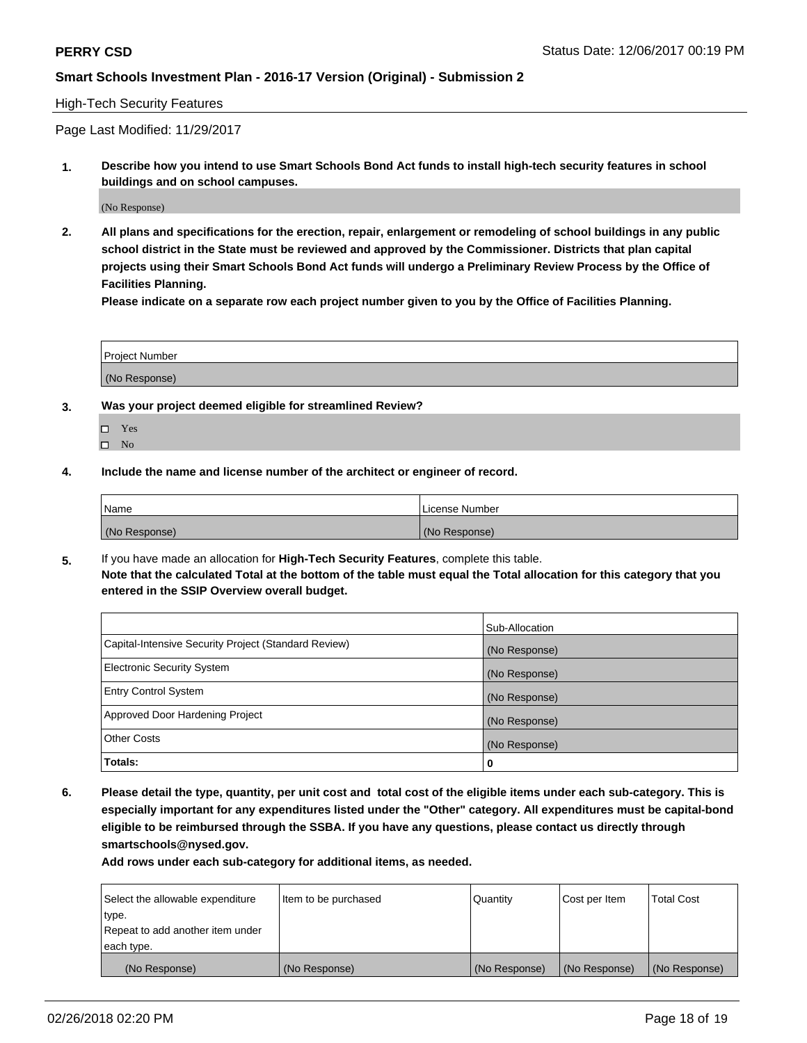High-Tech Security Features

Page Last Modified: 11/29/2017

**1. Describe how you intend to use Smart Schools Bond Act funds to install high-tech security features in school buildings and on school campuses.**

(No Response)

**2. All plans and specifications for the erection, repair, enlargement or remodeling of school buildings in any public school district in the State must be reviewed and approved by the Commissioner. Districts that plan capital projects using their Smart Schools Bond Act funds will undergo a Preliminary Review Process by the Office of Facilities Planning.**

**Please indicate on a separate row each project number given to you by the Office of Facilities Planning.**

| Project Number |
| --- |
| (No Response) |

**3. Was your project deemed eligible for streamlined Review?**

- ☐ Yes
- ☐ No

**4. Include the name and license number of the architect or engineer of record.**

| Name | License Number |
| --- | --- |
| (No Response) | (No Response) |

**5.** If you have made an allocation for **High-Tech Security Features**, complete this table.
**Note that the calculated Total at the bottom of the table must equal the Total allocation for this category that you entered in the SSIP Overview overall budget.**

| | Sub-Allocation |
| --- | --- |
| Capital-Intensive Security Project (Standard Review) | (No Response) |
| Electronic Security System | (No Response) |
| Entry Control System | (No Response) |
| Approved Door Hardening Project | (No Response) |
| Other Costs | (No Response) |
| **Totals:** | **0** |

**6. Please detail the type, quantity, per unit cost and total cost of the eligible items under each sub-category. This is especially important for any expenditures listed under the "Other" category. All expenditures must be capital-bond eligible to be reimbursed through the SSBA. If you have any questions, please contact us directly through smartschools@nysed.gov.**

**Add rows under each sub-category for additional items, as needed.**

| Select the allowable expenditure type. Repeat to add another item under each type. | Item to be purchased | Quantity | Cost per Item | Total Cost |
| --- | --- | --- | --- | --- |
| (No Response) | (No Response) | (No Response) | (No Response) | (No Response) |